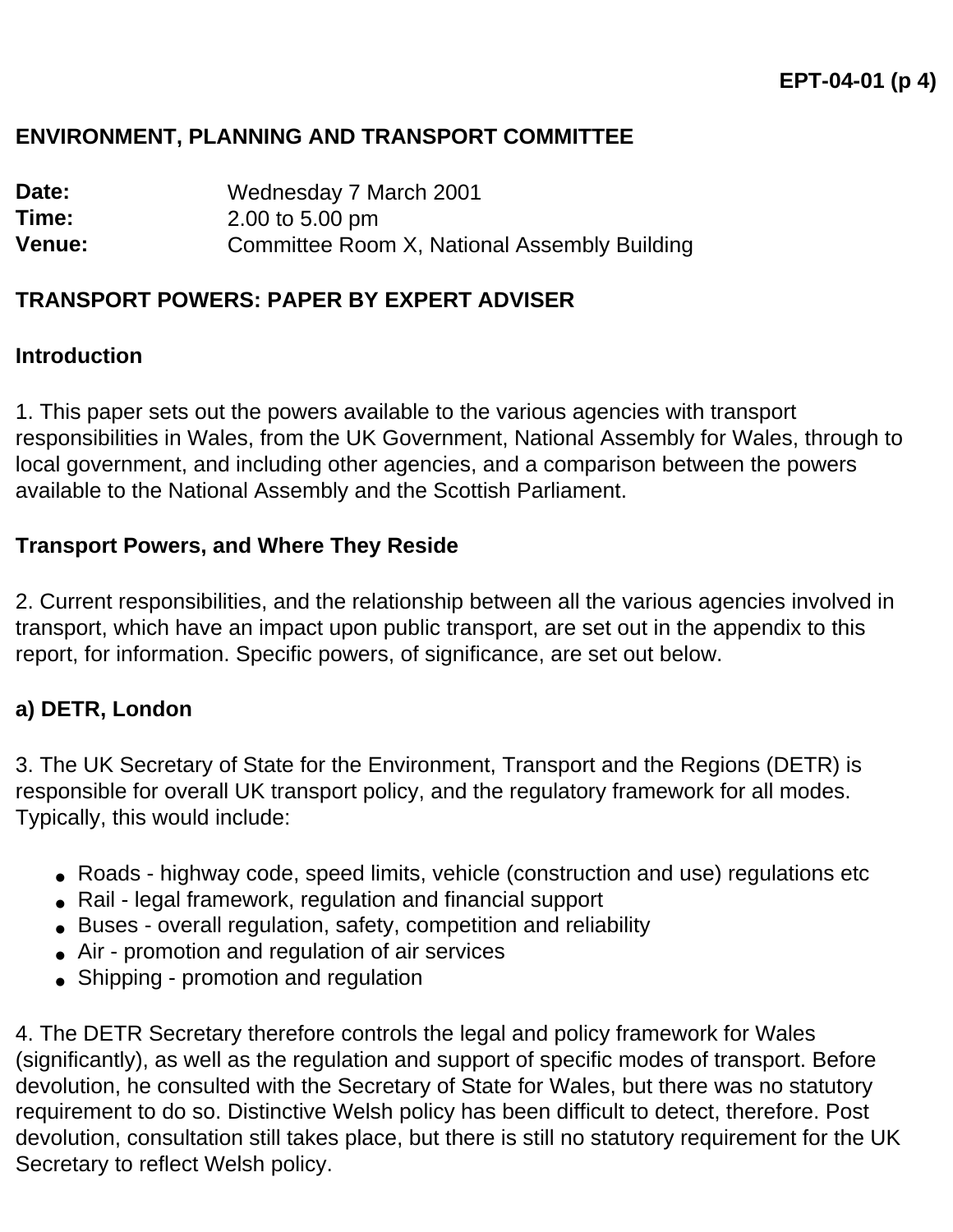EPT-04-01 (p 4)

## ENVIRONMENT, PLANNING AND TRANSPORT COMMITTEE

**Date:** Wednesday 7 March 2001
**Time:** 2.00 to 5.00 pm
**Venue:** Committee Room X, National Assembly Building

## TRANSPORT POWERS: PAPER BY EXPERT ADVISER

### Introduction

1. This paper sets out the powers available to the various agencies with transport responsibilities in Wales, from the UK Government, National Assembly for Wales, through to local government, and including other agencies, and a comparison between the powers available to the National Assembly and the Scottish Parliament.

### Transport Powers, and Where They Reside

2. Current responsibilities, and the relationship between all the various agencies involved in transport, which have an impact upon public transport, are set out in the appendix to this report, for information. Specific powers, of significance, are set out below.

#### a) DETR, London

3. The UK Secretary of State for the Environment, Transport and the Regions (DETR) is responsible for overall UK transport policy, and the regulatory framework for all modes. Typically, this would include:

- Roads - highway code, speed limits, vehicle (construction and use) regulations etc
- Rail - legal framework, regulation and financial support
- Buses - overall regulation, safety, competition and reliability
- Air - promotion and regulation of air services
- Shipping - promotion and regulation

4. The DETR Secretary therefore controls the legal and policy framework for Wales (significantly), as well as the regulation and support of specific modes of transport. Before devolution, he consulted with the Secretary of State for Wales, but there was no statutory requirement to do so. Distinctive Welsh policy has been difficult to detect, therefore. Post devolution, consultation still takes place, but there is still no statutory requirement for the UK Secretary to reflect Welsh policy.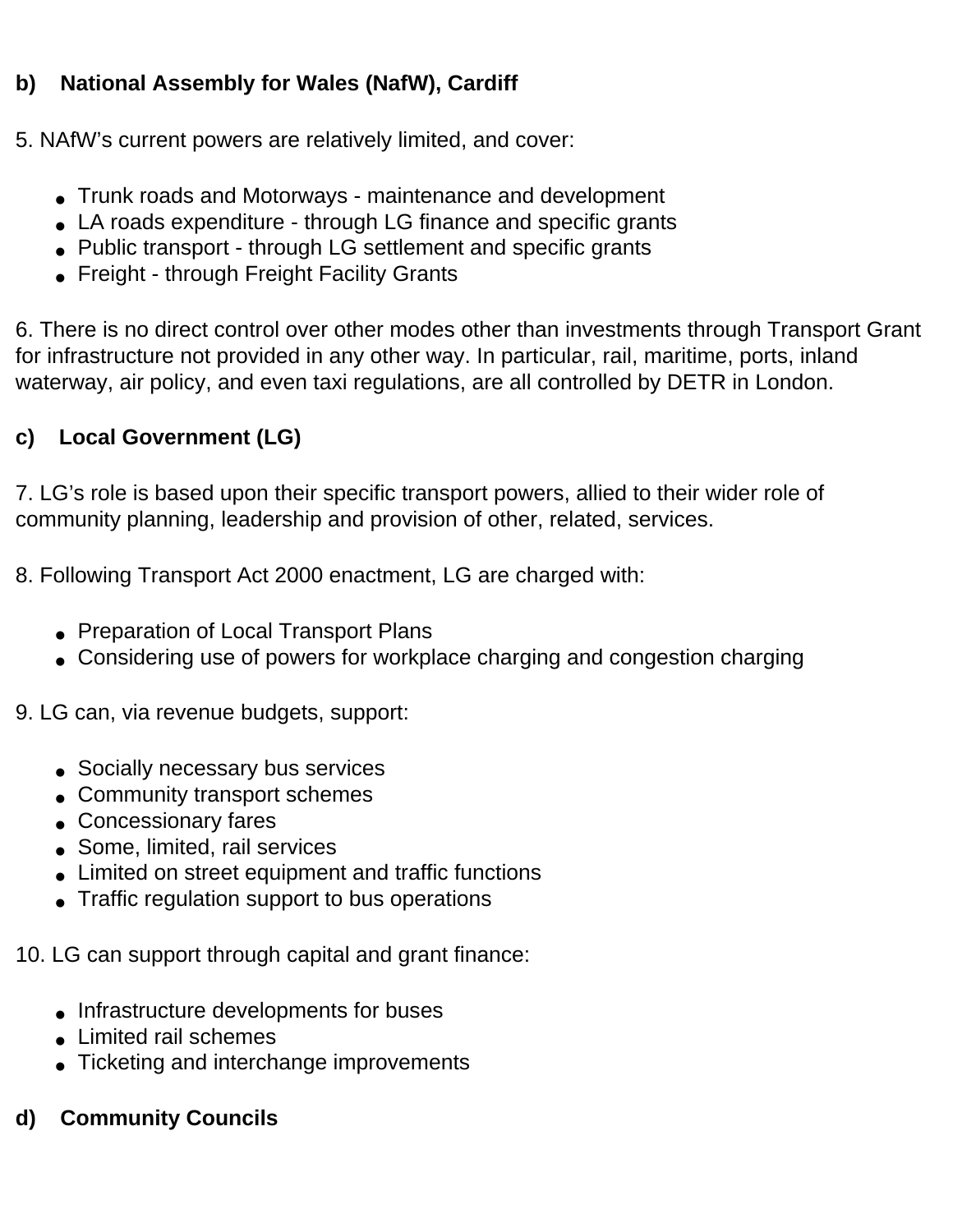**b) National Assembly for Wales (NafW), Cardiff**

5. NAfW's current powers are relatively limited, and cover:

- Trunk roads and Motorways - maintenance and development
- LA roads expenditure - through LG finance and specific grants
- Public transport - through LG settlement and specific grants
- Freight - through Freight Facility Grants

6. There is no direct control over other modes other than investments through Transport Grant for infrastructure not provided in any other way. In particular, rail, maritime, ports, inland waterway, air policy, and even taxi regulations, are all controlled by DETR in London.

**c) Local Government (LG)**

7. LG's role is based upon their specific transport powers, allied to their wider role of community planning, leadership and provision of other, related, services.

8. Following Transport Act 2000 enactment, LG are charged with:

- Preparation of Local Transport Plans
- Considering use of powers for workplace charging and congestion charging

9. LG can, via revenue budgets, support:

- Socially necessary bus services
- Community transport schemes
- Concessionary fares
- Some, limited, rail services
- Limited on street equipment and traffic functions
- Traffic regulation support to bus operations

10. LG can support through capital and grant finance:

- Infrastructure developments for buses
- Limited rail schemes
- Ticketing and interchange improvements

**d) Community Councils**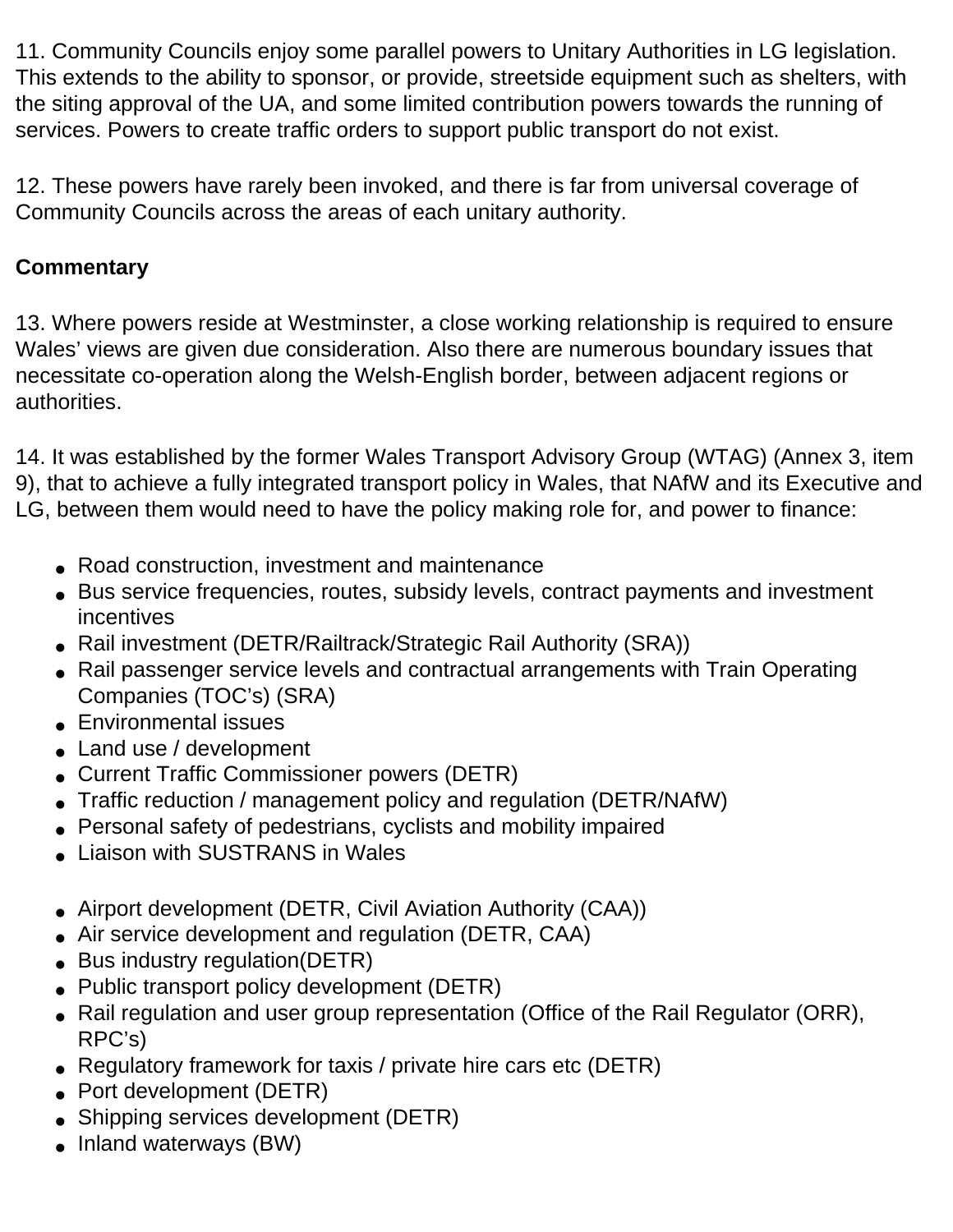11. Community Councils enjoy some parallel powers to Unitary Authorities in LG legislation. This extends to the ability to sponsor, or provide, streetside equipment such as shelters, with the siting approval of the UA, and some limited contribution powers towards the running of services. Powers to create traffic orders to support public transport do not exist.

12. These powers have rarely been invoked, and there is far from universal coverage of Community Councils across the areas of each unitary authority.

**Commentary**

13. Where powers reside at Westminster, a close working relationship is required to ensure Wales' views are given due consideration. Also there are numerous boundary issues that necessitate co-operation along the Welsh-English border, between adjacent regions or authorities.

14. It was established by the former Wales Transport Advisory Group (WTAG) (Annex 3, item 9), that to achieve a fully integrated transport policy in Wales, that NAfW and its Executive and LG, between them would need to have the policy making role for, and power to finance:

- Road construction, investment and maintenance
- Bus service frequencies, routes, subsidy levels, contract payments and investment incentives
- Rail investment (DETR/Railtrack/Strategic Rail Authority (SRA))
- Rail passenger service levels and contractual arrangements with Train Operating Companies (TOC's) (SRA)
- Environmental issues
- Land use / development
- Current Traffic Commissioner powers (DETR)
- Traffic reduction / management policy and regulation (DETR/NAfW)
- Personal safety of pedestrians, cyclists and mobility impaired
- Liaison with SUSTRANS in Wales

- Airport development (DETR, Civil Aviation Authority (CAA))
- Air service development and regulation (DETR, CAA)
- Bus industry regulation(DETR)
- Public transport policy development (DETR)
- Rail regulation and user group representation (Office of the Rail Regulator (ORR), RPC's)
- Regulatory framework for taxis / private hire cars etc (DETR)
- Port development (DETR)
- Shipping services development (DETR)
- Inland waterways (BW)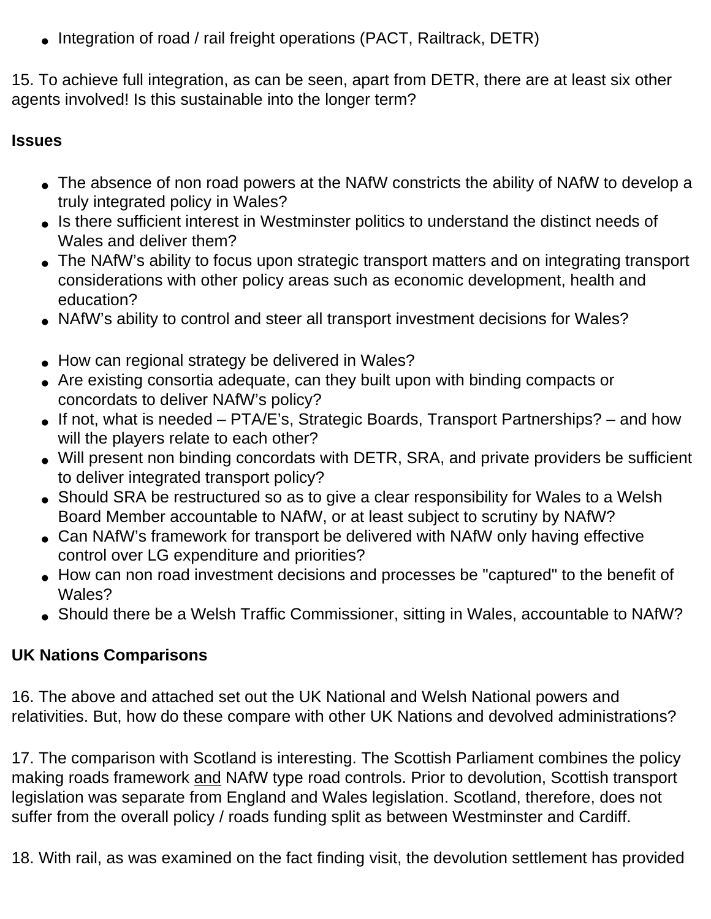- Integration of road / rail freight operations (PACT, Railtrack, DETR)

15. To achieve full integration, as can be seen, apart from DETR, there are at least six other agents involved! Is this sustainable into the longer term?

**Issues**

- The absence of non road powers at the NAfW constricts the ability of NAfW to develop a truly integrated policy in Wales?
- Is there sufficient interest in Westminster politics to understand the distinct needs of Wales and deliver them?
- The NAfW's ability to focus upon strategic transport matters and on integrating transport considerations with other policy areas such as economic development, health and education?
- NAfW's ability to control and steer all transport investment decisions for Wales?

- How can regional strategy be delivered in Wales?
- Are existing consortia adequate, can they built upon with binding compacts or concordats to deliver NAfW's policy?
- If not, what is needed – PTA/E's, Strategic Boards, Transport Partnerships? – and how will the players relate to each other?
- Will present non binding concordats with DETR, SRA, and private providers be sufficient to deliver integrated transport policy?
- Should SRA be restructured so as to give a clear responsibility for Wales to a Welsh Board Member accountable to NAfW, or at least subject to scrutiny by NAfW?
- Can NAfW's framework for transport be delivered with NAfW only having effective control over LG expenditure and priorities?
- How can non road investment decisions and processes be "captured" to the benefit of Wales?
- Should there be a Welsh Traffic Commissioner, sitting in Wales, accountable to NAfW?

**UK Nations Comparisons**

16. The above and attached set out the UK National and Welsh National powers and relativities. But, how do these compare with other UK Nations and devolved administrations?

17. The comparison with Scotland is interesting. The Scottish Parliament combines the policy making roads framework <u>and</u> NAfW type road controls. Prior to devolution, Scottish transport legislation was separate from England and Wales legislation. Scotland, therefore, does not suffer from the overall policy / roads funding split as between Westminster and Cardiff.

18. With rail, as was examined on the fact finding visit, the devolution settlement has provided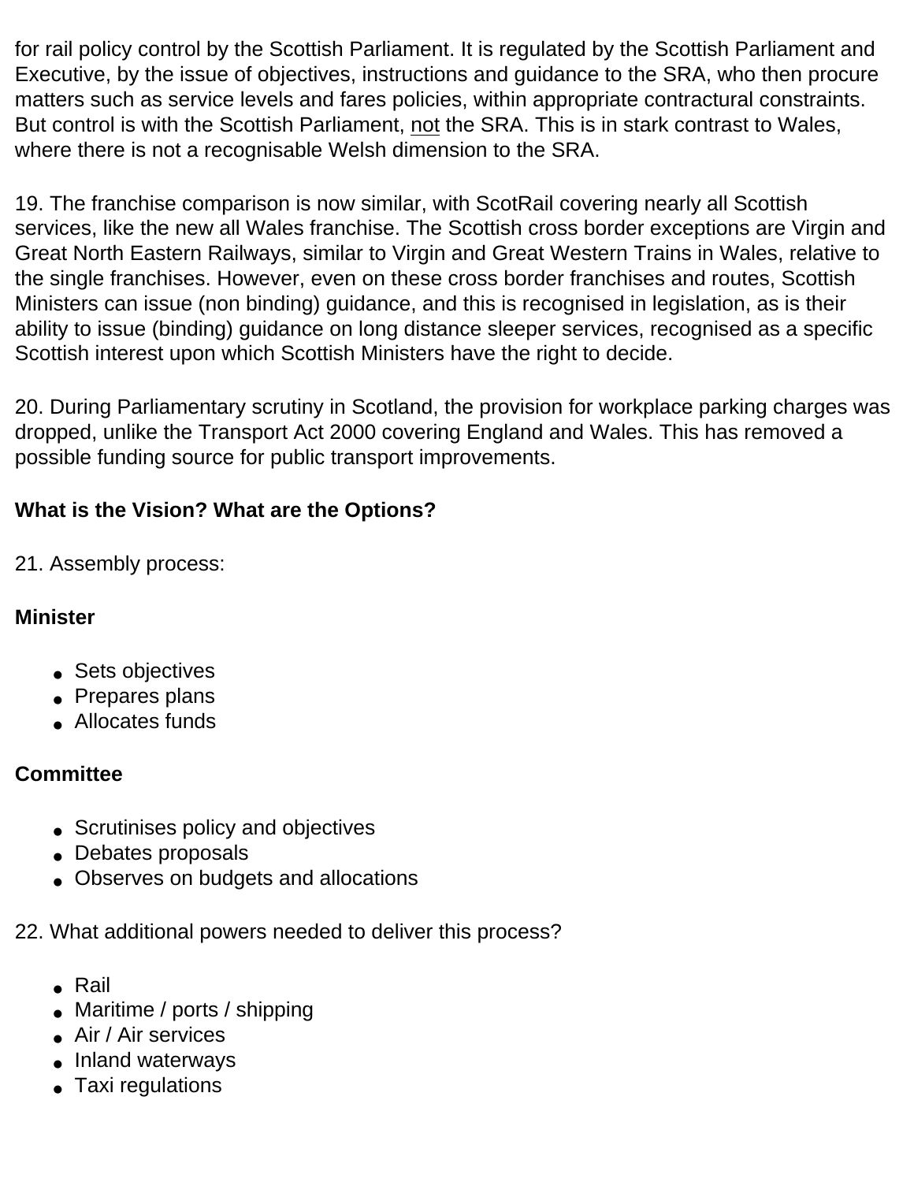for rail policy control by the Scottish Parliament. It is regulated by the Scottish Parliament and Executive, by the issue of objectives, instructions and guidance to the SRA, who then procure matters such as service levels and fares policies, within appropriate contractural constraints. But control is with the Scottish Parliament, <u>not</u> the SRA. This is in stark contrast to Wales, where there is not a recognisable Welsh dimension to the SRA.

19. The franchise comparison is now similar, with ScotRail covering nearly all Scottish services, like the new all Wales franchise. The Scottish cross border exceptions are Virgin and Great North Eastern Railways, similar to Virgin and Great Western Trains in Wales, relative to the single franchises. However, even on these cross border franchises and routes, Scottish Ministers can issue (non binding) guidance, and this is recognised in legislation, as is their ability to issue (binding) guidance on long distance sleeper services, recognised as a specific Scottish interest upon which Scottish Ministers have the right to decide.

20. During Parliamentary scrutiny in Scotland, the provision for workplace parking charges was dropped, unlike the Transport Act 2000 covering England and Wales. This has removed a possible funding source for public transport improvements.

**What is the Vision? What are the Options?**

21. Assembly process:

**Minister**

- Sets objectives
- Prepares plans
- Allocates funds

**Committee**

- Scrutinises policy and objectives
- Debates proposals
- Observes on budgets and allocations

22. What additional powers needed to deliver this process?

- Rail
- Maritime / ports / shipping
- Air / Air services
- Inland waterways
- Taxi regulations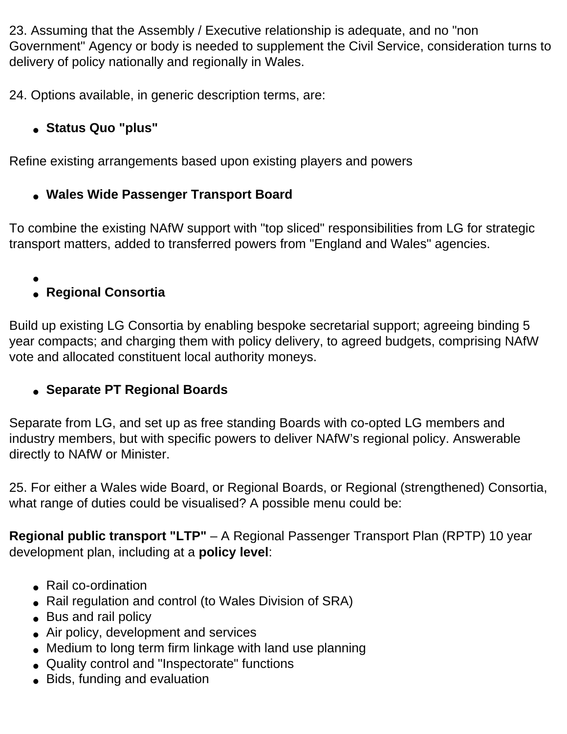23. Assuming that the Assembly / Executive relationship is adequate, and no "non Government" Agency or body is needed to supplement the Civil Service, consideration turns to delivery of policy nationally and regionally in Wales.

24. Options available, in generic description terms, are:

- **Status Quo "plus"**

Refine existing arrangements based upon existing players and powers

- **Wales Wide Passenger Transport Board**

To combine the existing NAfW support with "top sliced" responsibilities from LG for strategic transport matters, added to transferred powers from "England and Wales" agencies.

- 
- **Regional Consortia**

Build up existing LG Consortia by enabling bespoke secretarial support; agreeing binding 5 year compacts; and charging them with policy delivery, to agreed budgets, comprising NAfW vote and allocated constituent local authority moneys.

- **Separate PT Regional Boards**

Separate from LG, and set up as free standing Boards with co-opted LG members and industry members, but with specific powers to deliver NAfW's regional policy. Answerable directly to NAfW or Minister.

25. For either a Wales wide Board, or Regional Boards, or Regional (strengthened) Consortia, what range of duties could be visualised? A possible menu could be:

**Regional public transport "LTP"** – A Regional Passenger Transport Plan (RPTP) 10 year development plan, including at a **policy level**:

- Rail co-ordination
- Rail regulation and control (to Wales Division of SRA)
- Bus and rail policy
- Air policy, development and services
- Medium to long term firm linkage with land use planning
- Quality control and "Inspectorate" functions
- Bids, funding and evaluation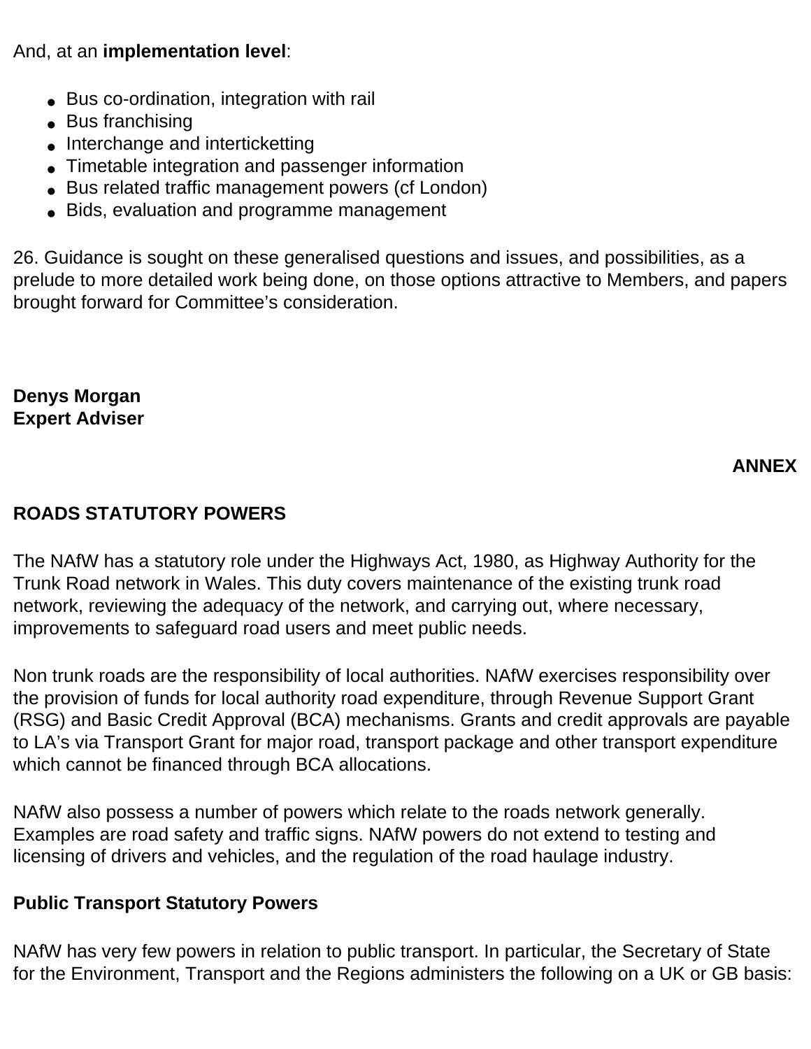And, at an **implementation level**:

- Bus co-ordination, integration with rail
- Bus franchising
- Interchange and interticketting
- Timetable integration and passenger information
- Bus related traffic management powers (cf London)
- Bids, evaluation and programme management

26. Guidance is sought on these generalised questions and issues, and possibilities, as a prelude to more detailed work being done, on those options attractive to Members, and papers brought forward for Committee's consideration.

**Denys Morgan**
**Expert Adviser**

**ANNEX**

## ROADS STATUTORY POWERS

The NAfW has a statutory role under the Highways Act, 1980, as Highway Authority for the Trunk Road network in Wales. This duty covers maintenance of the existing trunk road network, reviewing the adequacy of the network, and carrying out, where necessary, improvements to safeguard road users and meet public needs.

Non trunk roads are the responsibility of local authorities. NAfW exercises responsibility over the provision of funds for local authority road expenditure, through Revenue Support Grant (RSG) and Basic Credit Approval (BCA) mechanisms. Grants and credit approvals are payable to LA's via Transport Grant for major road, transport package and other transport expenditure which cannot be financed through BCA allocations.

NAfW also possess a number of powers which relate to the roads network generally. Examples are road safety and traffic signs. NAfW powers do not extend to testing and licensing of drivers and vehicles, and the regulation of the road haulage industry.

### Public Transport Statutory Powers

NAfW has very few powers in relation to public transport. In particular, the Secretary of State for the Environment, Transport and the Regions administers the following on a UK or GB basis: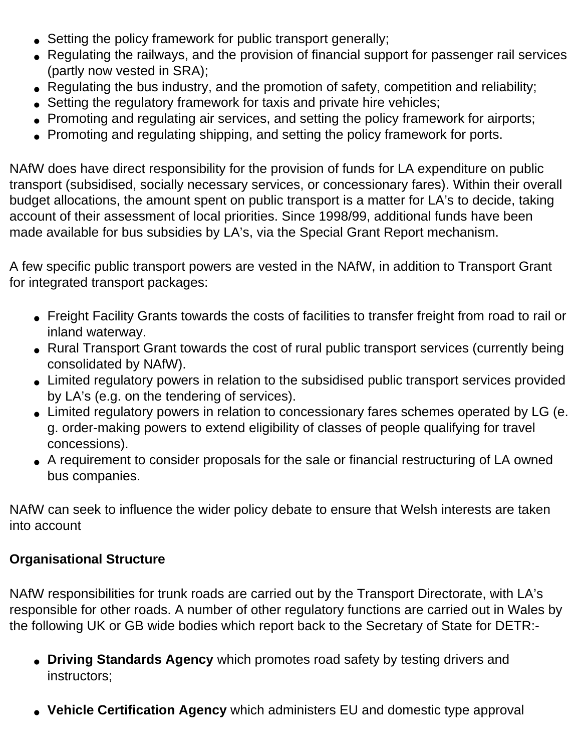- Setting the policy framework for public transport generally;
- Regulating the railways, and the provision of financial support for passenger rail services (partly now vested in SRA);
- Regulating the bus industry, and the promotion of safety, competition and reliability;
- Setting the regulatory framework for taxis and private hire vehicles;
- Promoting and regulating air services, and setting the policy framework for airports;
- Promoting and regulating shipping, and setting the policy framework for ports.

NAfW does have direct responsibility for the provision of funds for LA expenditure on public transport (subsidised, socially necessary services, or concessionary fares). Within their overall budget allocations, the amount spent on public transport is a matter for LA's to decide, taking account of their assessment of local priorities. Since 1998/99, additional funds have been made available for bus subsidies by LA's, via the Special Grant Report mechanism.

A few specific public transport powers are vested in the NAfW, in addition to Transport Grant for integrated transport packages:

- Freight Facility Grants towards the costs of facilities to transfer freight from road to rail or inland waterway.
- Rural Transport Grant towards the cost of rural public transport services (currently being consolidated by NAfW).
- Limited regulatory powers in relation to the subsidised public transport services provided by LA's (e.g. on the tendering of services).
- Limited regulatory powers in relation to concessionary fares schemes operated by LG (e.g. order-making powers to extend eligibility of classes of people qualifying for travel concessions).
- A requirement to consider proposals for the sale or financial restructuring of LA owned bus companies.

NAfW can seek to influence the wider policy debate to ensure that Welsh interests are taken into account

**Organisational Structure**

NAfW responsibilities for trunk roads are carried out by the Transport Directorate, with LA's responsible for other roads. A number of other regulatory functions are carried out in Wales by the following UK or GB wide bodies which report back to the Secretary of State for DETR:-

- **Driving Standards Agency** which promotes road safety by testing drivers and instructors;

- **Vehicle Certification Agency** which administers EU and domestic type approval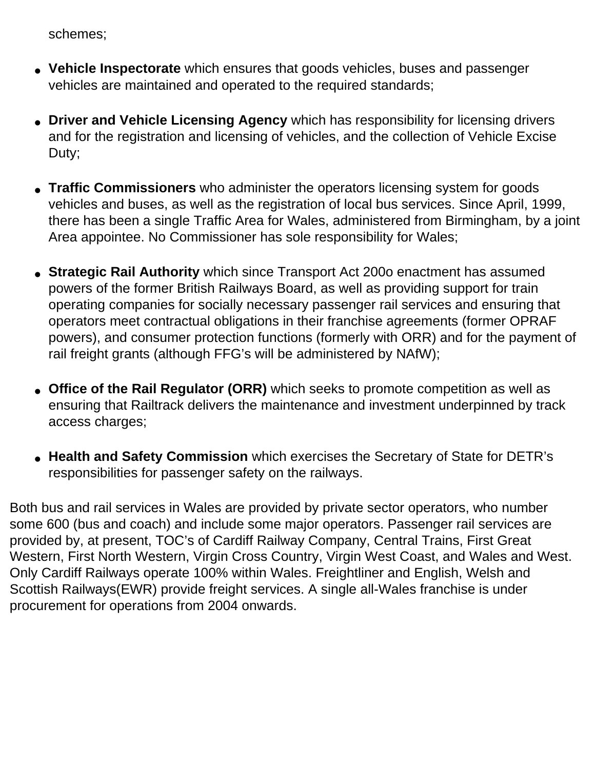schemes;

- **Vehicle Inspectorate** which ensures that goods vehicles, buses and passenger vehicles are maintained and operated to the required standards;

- **Driver and Vehicle Licensing Agency** which has responsibility for licensing drivers and for the registration and licensing of vehicles, and the collection of Vehicle Excise Duty;

- **Traffic Commissioners** who administer the operators licensing system for goods vehicles and buses, as well as the registration of local bus services. Since April, 1999, there has been a single Traffic Area for Wales, administered from Birmingham, by a joint Area appointee. No Commissioner has sole responsibility for Wales;

- **Strategic Rail Authority** which since Transport Act 200o enactment has assumed powers of the former British Railways Board, as well as providing support for train operating companies for socially necessary passenger rail services and ensuring that operators meet contractual obligations in their franchise agreements (former OPRAF powers), and consumer protection functions (formerly with ORR) and for the payment of rail freight grants (although FFG's will be administered by NAfW);

- **Office of the Rail Regulator (ORR)** which seeks to promote competition as well as ensuring that Railtrack delivers the maintenance and investment underpinned by track access charges;

- **Health and Safety Commission** which exercises the Secretary of State for DETR's responsibilities for passenger safety on the railways.

Both bus and rail services in Wales are provided by private sector operators, who number some 600 (bus and coach) and include some major operators. Passenger rail services are provided by, at present, TOC's of Cardiff Railway Company, Central Trains, First Great Western, First North Western, Virgin Cross Country, Virgin West Coast, and Wales and West. Only Cardiff Railways operate 100% within Wales. Freightliner and English, Welsh and Scottish Railways(EWR) provide freight services. A single all-Wales franchise is under procurement for operations from 2004 onwards.